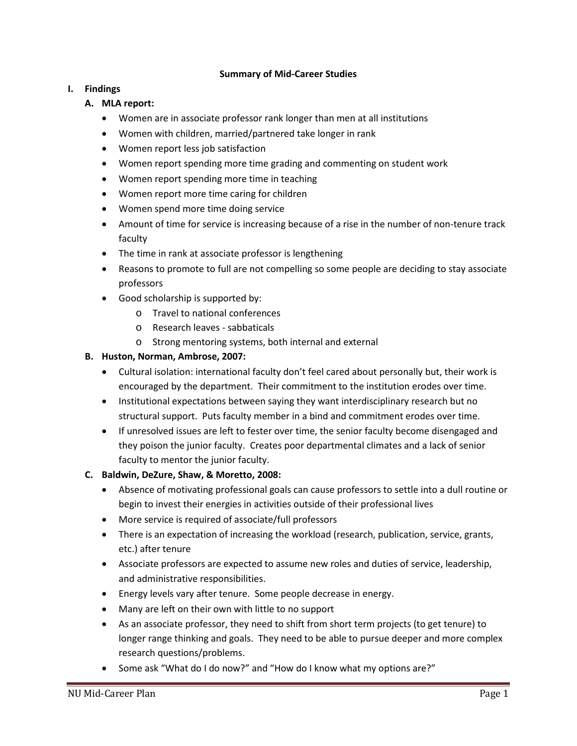# Summary of Mid-Career Studies

## I. Findings

### A. MLA report:

- Women are in associate professor rank longer than men at all institutions
- Women with children, married/partnered take longer in rank
- Women report less job satisfaction
- Women report spending more time grading and commenting on student work
- Women report spending more time in teaching
- Women report more time caring for children
- Women spend more time doing service
- Amount of time for service is increasing because of a rise in the number of non-tenure track faculty
- The time in rank at associate professor is lengthening
- Reasons to promote to full are not compelling so some people are deciding to stay associate professors
- Good scholarship is supported by:
  - Travel to national conferences
  - Research leaves - sabbaticals
  - Strong mentoring systems, both internal and external

### B. Huston, Norman, Ambrose, 2007:

- Cultural isolation: international faculty don't feel cared about personally but, their work is encouraged by the department. Their commitment to the institution erodes over time.
- Institutional expectations between saying they want interdisciplinary research but no structural support. Puts faculty member in a bind and commitment erodes over time.
- If unresolved issues are left to fester over time, the senior faculty become disengaged and they poison the junior faculty. Creates poor departmental climates and a lack of senior faculty to mentor the junior faculty.

### C. Baldwin, DeZure, Shaw, & Moretto, 2008:

- Absence of motivating professional goals can cause professors to settle into a dull routine or begin to invest their energies in activities outside of their professional lives
- More service is required of associate/full professors
- There is an expectation of increasing the workload (research, publication, service, grants, etc.) after tenure
- Associate professors are expected to assume new roles and duties of service, leadership, and administrative responsibilities.
- Energy levels vary after tenure. Some people decrease in energy.
- Many are left on their own with little to no support
- As an associate professor, they need to shift from short term projects (to get tenure) to longer range thinking and goals. They need to be able to pursue deeper and more complex research questions/problems.
- Some ask "What do I do now?" and "How do I know what my options are?"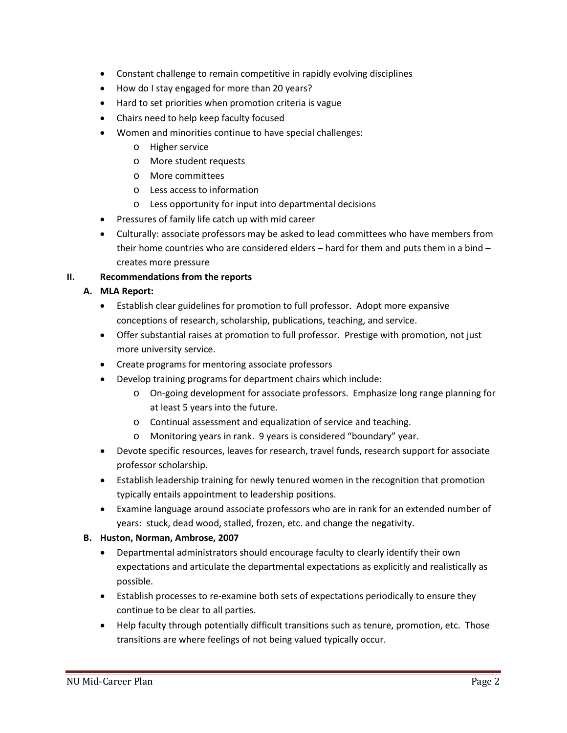- Constant challenge to remain competitive in rapidly evolving disciplines
- How do I stay engaged for more than 20 years?
- Hard to set priorities when promotion criteria is vague
- Chairs need to help keep faculty focused
- Women and minorities continue to have special challenges:
    - Higher service
    - More student requests
    - More committees
    - Less access to information
    - Less opportunity for input into departmental decisions
- Pressures of family life catch up with mid career
- Culturally: associate professors may be asked to lead committees who have members from their home countries who are considered elders – hard for them and puts them in a bind – creates more pressure

## II. Recommendations from the reports

### A. MLA Report:

- Establish clear guidelines for promotion to full professor. Adopt more expansive conceptions of research, scholarship, publications, teaching, and service.
- Offer substantial raises at promotion to full professor. Prestige with promotion, not just more university service.
- Create programs for mentoring associate professors
- Develop training programs for department chairs which include:
    - On-going development for associate professors. Emphasize long range planning for at least 5 years into the future.
    - Continual assessment and equalization of service and teaching.
    - Monitoring years in rank. 9 years is considered "boundary" year.
- Devote specific resources, leaves for research, travel funds, research support for associate professor scholarship.
- Establish leadership training for newly tenured women in the recognition that promotion typically entails appointment to leadership positions.
- Examine language around associate professors who are in rank for an extended number of years: stuck, dead wood, stalled, frozen, etc. and change the negativity.

### B. Huston, Norman, Ambrose, 2007

- Departmental administrators should encourage faculty to clearly identify their own expectations and articulate the departmental expectations as explicitly and realistically as possible.
- Establish processes to re-examine both sets of expectations periodically to ensure they continue to be clear to all parties.
- Help faculty through potentially difficult transitions such as tenure, promotion, etc. Those transitions are where feelings of not being valued typically occur.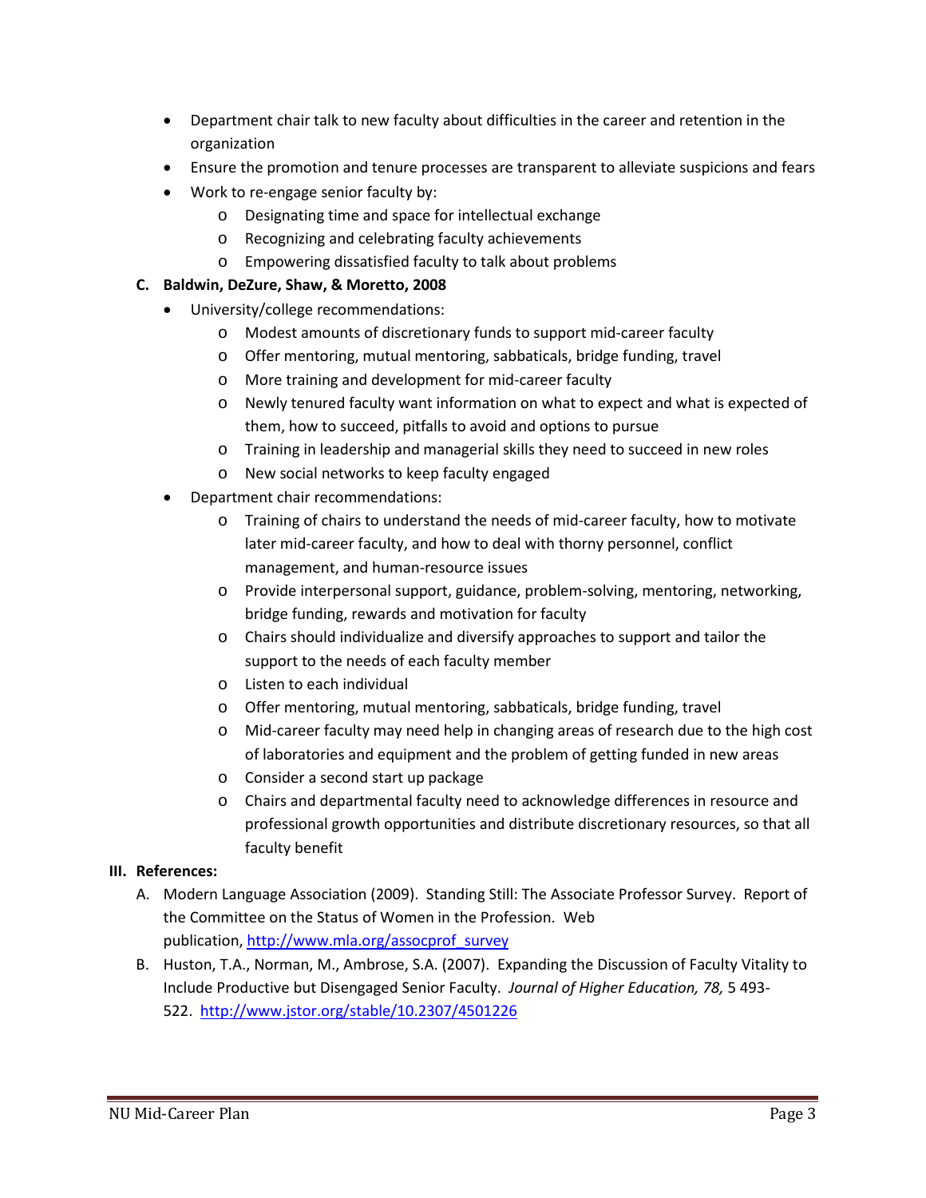- Department chair talk to new faculty about difficulties in the career and retention in the organization
- Ensure the promotion and tenure processes are transparent to alleviate suspicions and fears
- Work to re-engage senior faculty by:
  - Designating time and space for intellectual exchange
  - Recognizing and celebrating faculty achievements
  - Empowering dissatisfied faculty to talk about problems

**C. Baldwin, DeZure, Shaw, & Moretto, 2008**

- University/college recommendations:
  - Modest amounts of discretionary funds to support mid-career faculty
  - Offer mentoring, mutual mentoring, sabbaticals, bridge funding, travel
  - More training and development for mid-career faculty
  - Newly tenured faculty want information on what to expect and what is expected of them, how to succeed, pitfalls to avoid and options to pursue
  - Training in leadership and managerial skills they need to succeed in new roles
  - New social networks to keep faculty engaged
- Department chair recommendations:
  - Training of chairs to understand the needs of mid-career faculty, how to motivate later mid-career faculty, and how to deal with thorny personnel, conflict management, and human-resource issues
  - Provide interpersonal support, guidance, problem-solving, mentoring, networking, bridge funding, rewards and motivation for faculty
  - Chairs should individualize and diversify approaches to support and tailor the support to the needs of each faculty member
  - Listen to each individual
  - Offer mentoring, mutual mentoring, sabbaticals, bridge funding, travel
  - Mid-career faculty may need help in changing areas of research due to the high cost of laboratories and equipment and the problem of getting funded in new areas
  - Consider a second start up package
  - Chairs and departmental faculty need to acknowledge differences in resource and professional growth opportunities and distribute discretionary resources, so that all faculty benefit

**III. References:**

A. Modern Language Association (2009). Standing Still: The Associate Professor Survey. Report of the Committee on the Status of Women in the Profession. Web publication, http://www.mla.org/assocprof_survey

B. Huston, T.A., Norman, M., Ambrose, S.A. (2007). Expanding the Discussion of Faculty Vitality to Include Productive but Disengaged Senior Faculty. *Journal of Higher Education, 78,* 5 493-522. http://www.jstor.org/stable/10.2307/4501226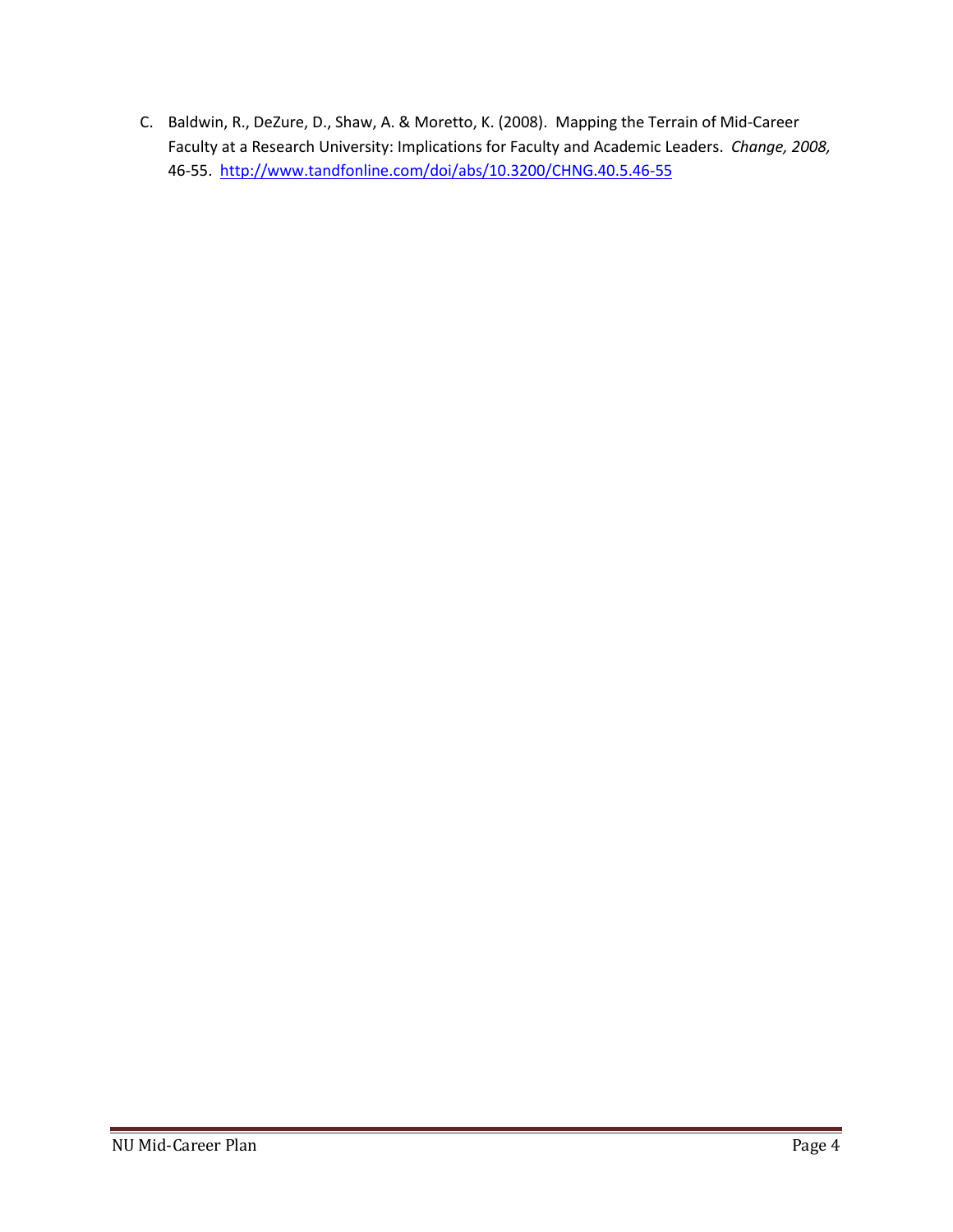C. Baldwin, R., DeZure, D., Shaw, A. & Moretto, K. (2008). Mapping the Terrain of Mid-Career Faculty at a Research University: Implications for Faculty and Academic Leaders. *Change, 2008,* 46-55. http://www.tandfonline.com/doi/abs/10.3200/CHNG.40.5.46-55